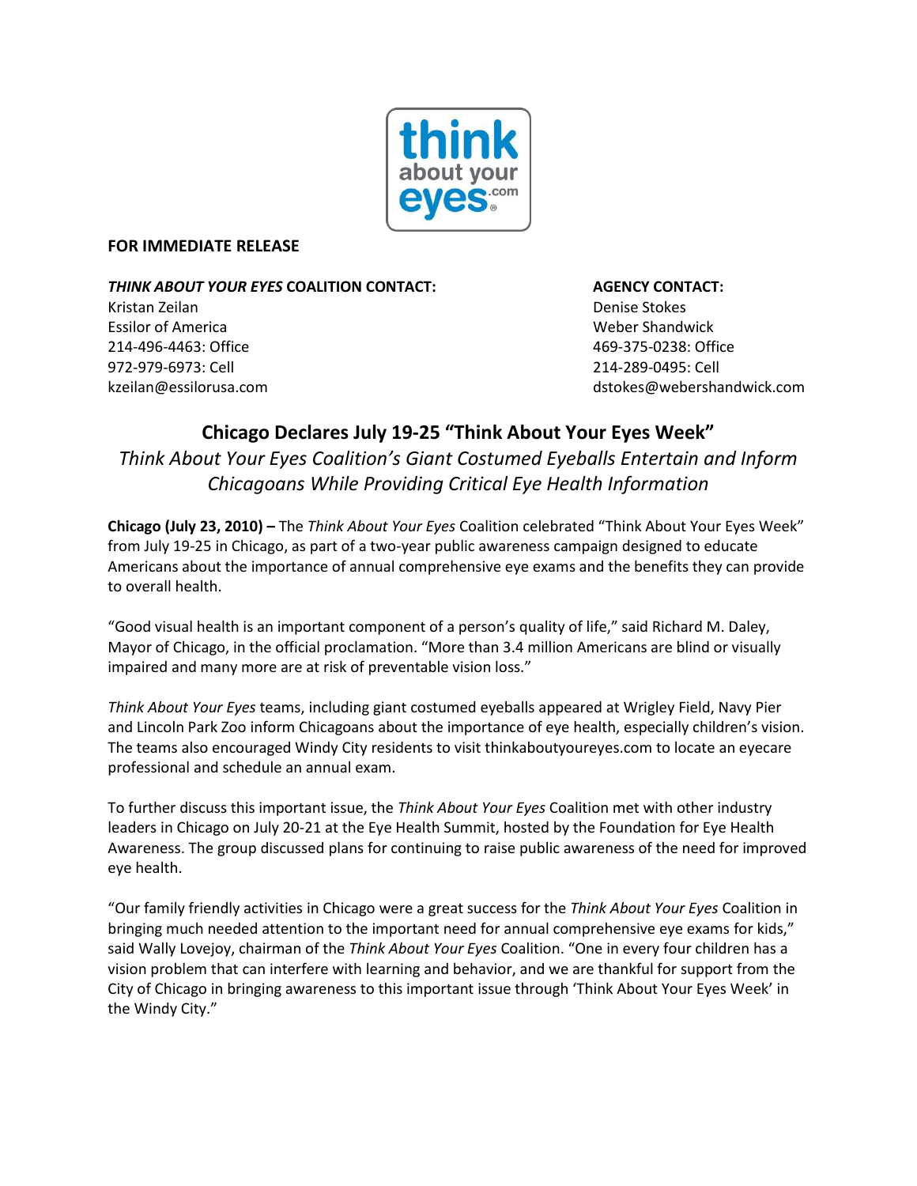**FOR IMMEDIATE RELEASE**

***THINK ABOUT YOUR EYES* COALITION CONTACT:**
Kristan Zeilan
Essilor of America
214-496-4463: Office
972-979-6973: Cell
kzeilan@essilorusa.com

**AGENCY CONTACT:**
Denise Stokes
Weber Shandwick
469-375-0238: Office
214-289-0495: Cell
dstokes@webershandwick.com

# Chicago Declares July 19-25 "Think About Your Eyes Week"

*Think About Your Eyes Coalition's Giant Costumed Eyeballs Entertain and Inform Chicagoans While Providing Critical Eye Health Information*

**Chicago (July 23, 2010) –** The *Think About Your Eyes* Coalition celebrated "Think About Your Eyes Week" from July 19-25 in Chicago, as part of a two-year public awareness campaign designed to educate Americans about the importance of annual comprehensive eye exams and the benefits they can provide to overall health.

"Good visual health is an important component of a person's quality of life," said Richard M. Daley, Mayor of Chicago, in the official proclamation. "More than 3.4 million Americans are blind or visually impaired and many more are at risk of preventable vision loss."

*Think About Your Eyes* teams, including giant costumed eyeballs appeared at Wrigley Field, Navy Pier and Lincoln Park Zoo inform Chicagoans about the importance of eye health, especially children's vision. The teams also encouraged Windy City residents to visit thinkaboutyoureyes.com to locate an eyecare professional and schedule an annual exam.

To further discuss this important issue, the *Think About Your Eyes* Coalition met with other industry leaders in Chicago on July 20-21 at the Eye Health Summit, hosted by the Foundation for Eye Health Awareness. The group discussed plans for continuing to raise public awareness of the need for improved eye health.

"Our family friendly activities in Chicago were a great success for the *Think About Your Eyes* Coalition in bringing much needed attention to the important need for annual comprehensive eye exams for kids," said Wally Lovejoy, chairman of the *Think About Your Eyes* Coalition. "One in every four children has a vision problem that can interfere with learning and behavior, and we are thankful for support from the City of Chicago in bringing awareness to this important issue through 'Think About Your Eyes Week' in the Windy City."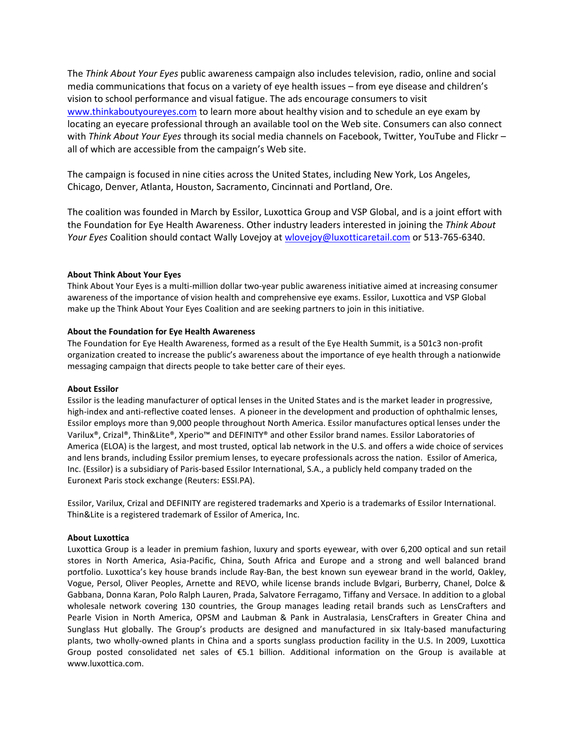The *Think About Your Eyes* public awareness campaign also includes television, radio, online and social media communications that focus on a variety of eye health issues – from eye disease and children's vision to school performance and visual fatigue. The ads encourage consumers to visit [www.thinkaboutyoureyes.com](http://www.thinkaboutyoureyes.com) to learn more about healthy vision and to schedule an eye exam by locating an eyecare professional through an available tool on the Web site. Consumers can also connect with *Think About Your Eyes* through its social media channels on Facebook, Twitter, YouTube and Flickr – all of which are accessible from the campaign's Web site.

The campaign is focused in nine cities across the United States, including New York, Los Angeles, Chicago, Denver, Atlanta, Houston, Sacramento, Cincinnati and Portland, Ore.

The coalition was founded in March by Essilor, Luxottica Group and VSP Global, and is a joint effort with the Foundation for Eye Health Awareness. Other industry leaders interested in joining the *Think About Your Eyes* Coalition should contact Wally Lovejoy at [wlovejoy@luxotticaretail.com](mailto:wlovejoy@luxotticaretail.com) or 513-765-6340.

**About Think About Your Eyes**

Think About Your Eyes is a multi-million dollar two-year public awareness initiative aimed at increasing consumer awareness of the importance of vision health and comprehensive eye exams. Essilor, Luxottica and VSP Global make up the Think About Your Eyes Coalition and are seeking partners to join in this initiative.

**About the Foundation for Eye Health Awareness**

The Foundation for Eye Health Awareness, formed as a result of the Eye Health Summit, is a 501c3 non-profit organization created to increase the public's awareness about the importance of eye health through a nationwide messaging campaign that directs people to take better care of their eyes.

**About Essilor**

Essilor is the leading manufacturer of optical lenses in the United States and is the market leader in progressive, high-index and anti-reflective coated lenses. A pioneer in the development and production of ophthalmic lenses, Essilor employs more than 9,000 people throughout North America. Essilor manufactures optical lenses under the Varilux®, Crizal®, Thin&Lite®, Xperio™ and DEFINITY® and other Essilor brand names. Essilor Laboratories of America (ELOA) is the largest, and most trusted, optical lab network in the U.S. and offers a wide choice of services and lens brands, including Essilor premium lenses, to eyecare professionals across the nation. Essilor of America, Inc. (Essilor) is a subsidiary of Paris-based Essilor International, S.A., a publicly held company traded on the Euronext Paris stock exchange (Reuters: ESSI.PA).

Essilor, Varilux, Crizal and DEFINITY are registered trademarks and Xperio is a trademarks of Essilor International. Thin&Lite is a registered trademark of Essilor of America, Inc.

**About Luxottica**

Luxottica Group is a leader in premium fashion, luxury and sports eyewear, with over 6,200 optical and sun retail stores in North America, Asia-Pacific, China, South Africa and Europe and a strong and well balanced brand portfolio. Luxottica's key house brands include Ray-Ban, the best known sun eyewear brand in the world, Oakley, Vogue, Persol, Oliver Peoples, Arnette and REVO, while license brands include Bvlgari, Burberry, Chanel, Dolce & Gabbana, Donna Karan, Polo Ralph Lauren, Prada, Salvatore Ferragamo, Tiffany and Versace. In addition to a global wholesale network covering 130 countries, the Group manages leading retail brands such as LensCrafters and Pearle Vision in North America, OPSM and Laubman & Pank in Australasia, LensCrafters in Greater China and Sunglass Hut globally. The Group's products are designed and manufactured in six Italy-based manufacturing plants, two wholly-owned plants in China and a sports sunglass production facility in the U.S. In 2009, Luxottica Group posted consolidated net sales of €5.1 billion. Additional information on the Group is available at www.luxottica.com.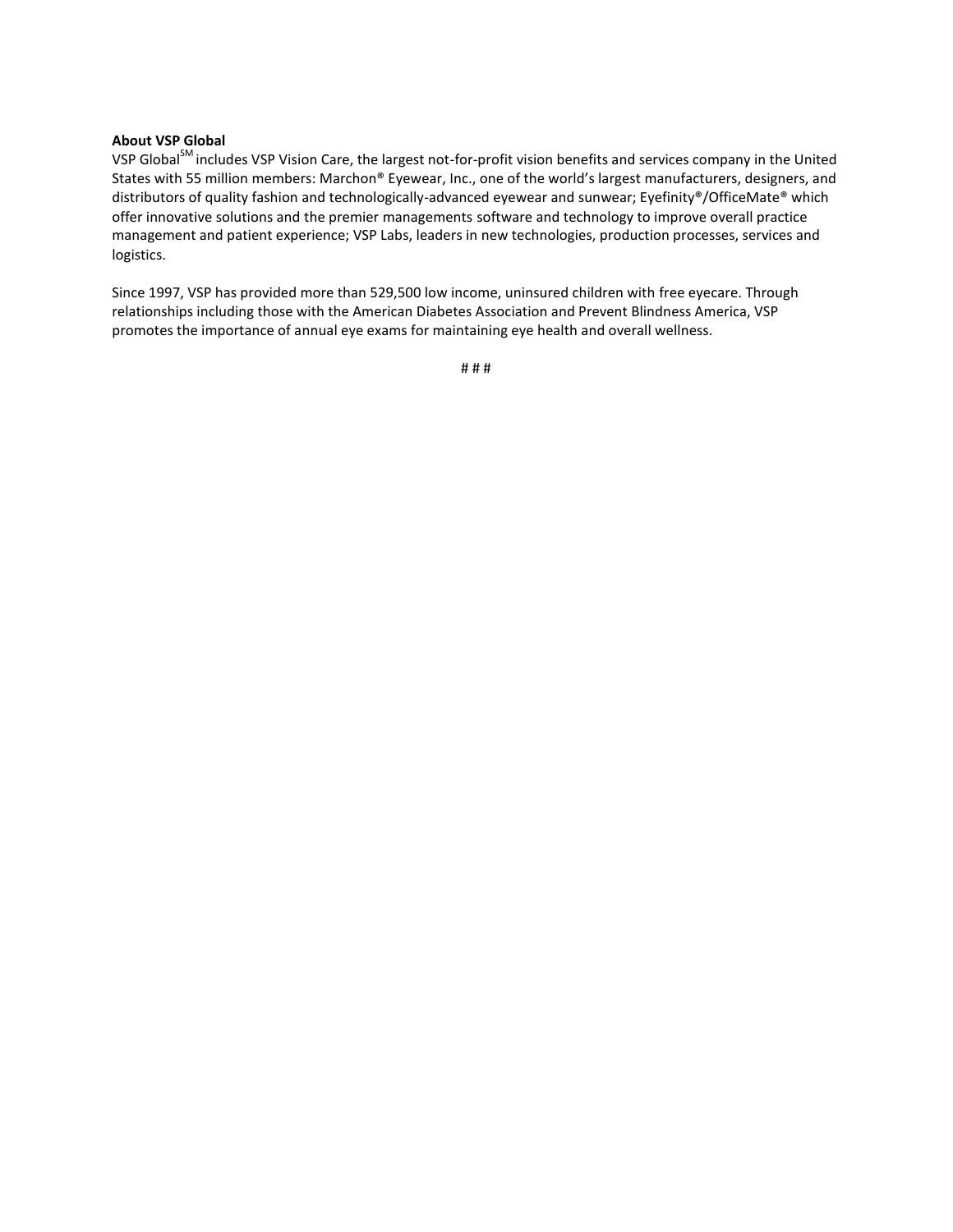**About VSP Global**

VSP Global℠ includes VSP Vision Care, the largest not-for-profit vision benefits and services company in the United States with 55 million members: Marchon® Eyewear, Inc., one of the world's largest manufacturers, designers, and distributors of quality fashion and technologically-advanced eyewear and sunwear; Eyefinity®/OfficeMate® which offer innovative solutions and the premier managements software and technology to improve overall practice management and patient experience; VSP Labs, leaders in new technologies, production processes, services and logistics.

Since 1997, VSP has provided more than 529,500 low income, uninsured children with free eyecare. Through relationships including those with the American Diabetes Association and Prevent Blindness America, VSP promotes the importance of annual eye exams for maintaining eye health and overall wellness.

# # #